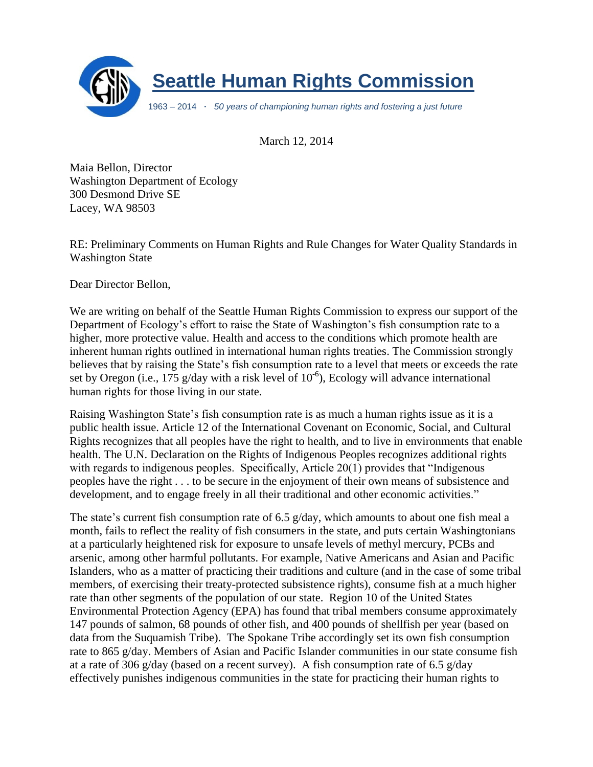# Seattle Human Rights Commission

1963 – 2014 · *50 years of championing human rights and fostering a just future*

March 12, 2014

Maia Bellon, Director
Washington Department of Ecology
300 Desmond Drive SE
Lacey, WA 98503

RE: Preliminary Comments on Human Rights and Rule Changes for Water Quality Standards in Washington State

Dear Director Bellon,

We are writing on behalf of the Seattle Human Rights Commission to express our support of the Department of Ecology's effort to raise the State of Washington's fish consumption rate to a higher, more protective value. Health and access to the conditions which promote health are inherent human rights outlined in international human rights treaties. The Commission strongly believes that by raising the State's fish consumption rate to a level that meets or exceeds the rate set by Oregon (i.e., 175 g/day with a risk level of $10^{-6}$), Ecology will advance international human rights for those living in our state.

Raising Washington State's fish consumption rate is as much a human rights issue as it is a public health issue. Article 12 of the International Covenant on Economic, Social, and Cultural Rights recognizes that all peoples have the right to health, and to live in environments that enable health. The U.N. Declaration on the Rights of Indigenous Peoples recognizes additional rights with regards to indigenous peoples. Specifically, Article 20(1) provides that "Indigenous peoples have the right . . . to be secure in the enjoyment of their own means of subsistence and development, and to engage freely in all their traditional and other economic activities."

The state's current fish consumption rate of 6.5 g/day, which amounts to about one fish meal a month, fails to reflect the reality of fish consumers in the state, and puts certain Washingtonians at a particularly heightened risk for exposure to unsafe levels of methyl mercury, PCBs and arsenic, among other harmful pollutants. For example, Native Americans and Asian and Pacific Islanders, who as a matter of practicing their traditions and culture (and in the case of some tribal members, of exercising their treaty-protected subsistence rights), consume fish at a much higher rate than other segments of the population of our state. Region 10 of the United States Environmental Protection Agency (EPA) has found that tribal members consume approximately 147 pounds of salmon, 68 pounds of other fish, and 400 pounds of shellfish per year (based on data from the Suquamish Tribe). The Spokane Tribe accordingly set its own fish consumption rate to 865 g/day. Members of Asian and Pacific Islander communities in our state consume fish at a rate of 306 g/day (based on a recent survey). A fish consumption rate of 6.5 g/day effectively punishes indigenous communities in the state for practicing their human rights to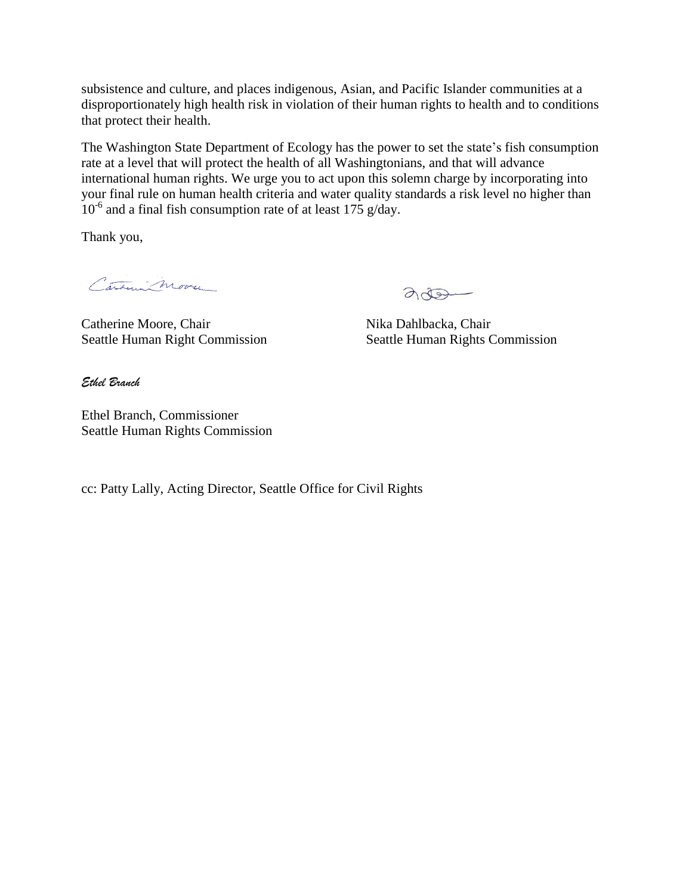subsistence and culture, and places indigenous, Asian, and Pacific Islander communities at a disproportionately high health risk in violation of their human rights to health and to conditions that protect their health.

The Washington State Department of Ecology has the power to set the state's fish consumption rate at a level that will protect the health of all Washingtonians, and that will advance international human rights. We urge you to act upon this solemn charge by incorporating into your final rule on human health criteria and water quality standards a risk level no higher than $10^{-6}$ and a final fish consumption rate of at least 175 g/day.

Thank you,

Catherine Moore, Chair
Seattle Human Right Commission

Nika Dahlbacka, Chair
Seattle Human Rights Commission

*Ethel Branch*

Ethel Branch, Commissioner
Seattle Human Rights Commission

cc: Patty Lally, Acting Director, Seattle Office for Civil Rights